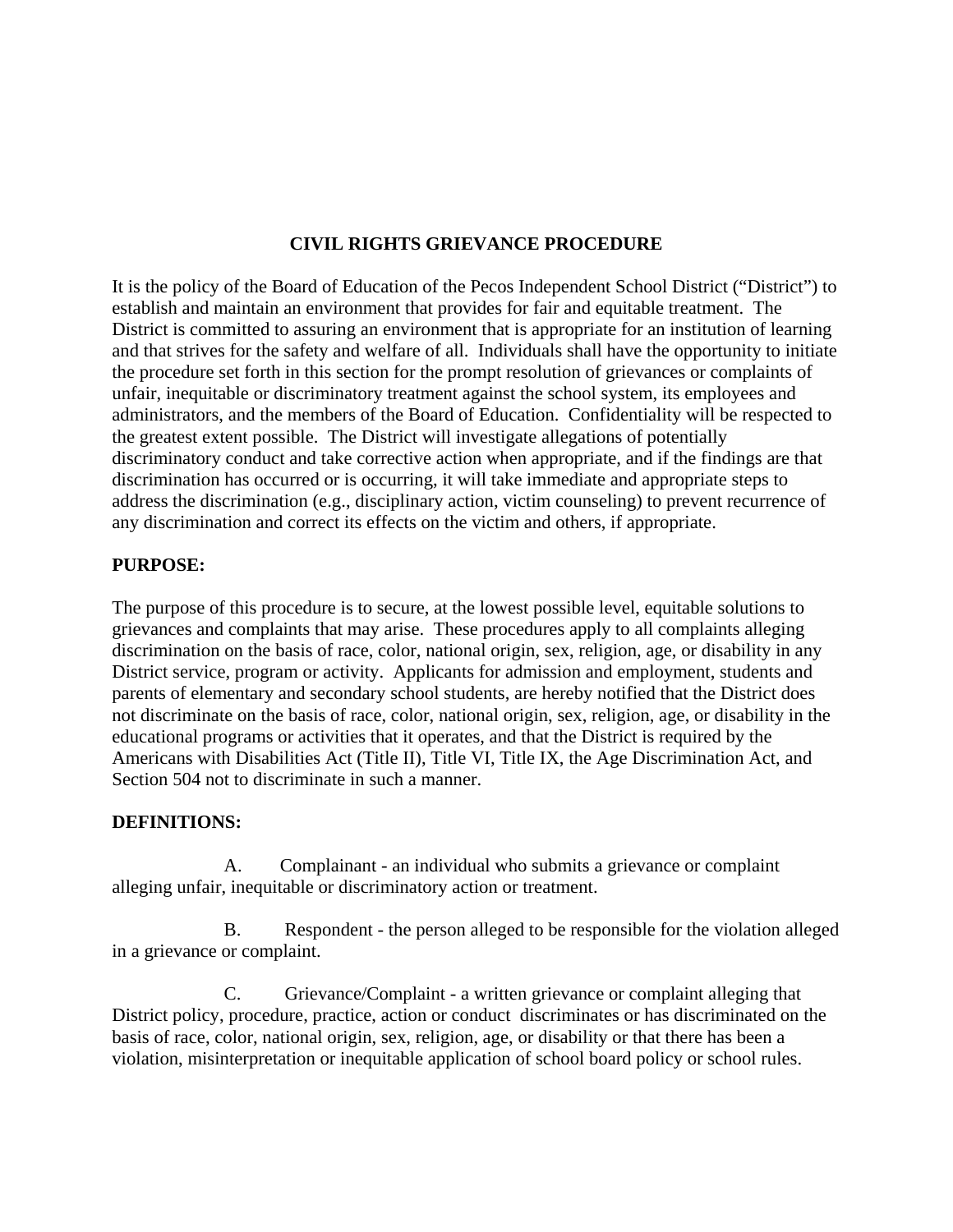# CIVIL RIGHTS GRIEVANCE PROCEDURE

It is the policy of the Board of Education of the Pecos Independent School District ("District") to establish and maintain an environment that provides for fair and equitable treatment. The District is committed to assuring an environment that is appropriate for an institution of learning and that strives for the safety and welfare of all. Individuals shall have the opportunity to initiate the procedure set forth in this section for the prompt resolution of grievances or complaints of unfair, inequitable or discriminatory treatment against the school system, its employees and administrators, and the members of the Board of Education. Confidentiality will be respected to the greatest extent possible. The District will investigate allegations of potentially discriminatory conduct and take corrective action when appropriate, and if the findings are that discrimination has occurred or is occurring, it will take immediate and appropriate steps to address the discrimination (e.g., disciplinary action, victim counseling) to prevent recurrence of any discrimination and correct its effects on the victim and others, if appropriate.

**PURPOSE:**

The purpose of this procedure is to secure, at the lowest possible level, equitable solutions to grievances and complaints that may arise. These procedures apply to all complaints alleging discrimination on the basis of race, color, national origin, sex, religion, age, or disability in any District service, program or activity. Applicants for admission and employment, students and parents of elementary and secondary school students, are hereby notified that the District does not discriminate on the basis of race, color, national origin, sex, religion, age, or disability in the educational programs or activities that it operates, and that the District is required by the Americans with Disabilities Act (Title II), Title VI, Title IX, the Age Discrimination Act, and Section 504 not to discriminate in such a manner.

**DEFINITIONS:**

A. Complainant - an individual who submits a grievance or complaint alleging unfair, inequitable or discriminatory action or treatment.

B. Respondent - the person alleged to be responsible for the violation alleged in a grievance or complaint.

C. Grievance/Complaint - a written grievance or complaint alleging that District policy, procedure, practice, action or conduct discriminates or has discriminated on the basis of race, color, national origin, sex, religion, age, or disability or that there has been a violation, misinterpretation or inequitable application of school board policy or school rules.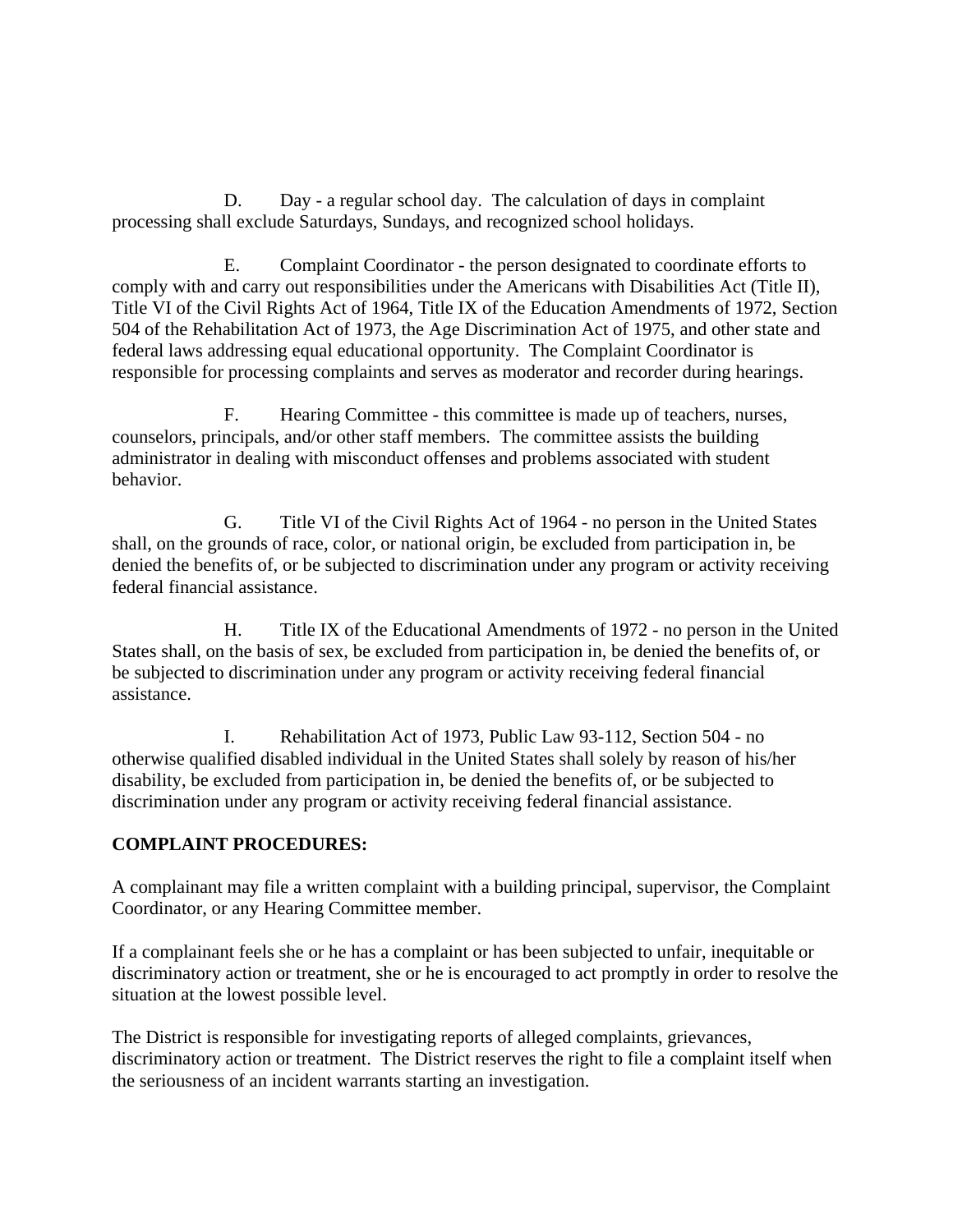D. Day - a regular school day. The calculation of days in complaint processing shall exclude Saturdays, Sundays, and recognized school holidays.

E. Complaint Coordinator - the person designated to coordinate efforts to comply with and carry out responsibilities under the Americans with Disabilities Act (Title II), Title VI of the Civil Rights Act of 1964, Title IX of the Education Amendments of 1972, Section 504 of the Rehabilitation Act of 1973, the Age Discrimination Act of 1975, and other state and federal laws addressing equal educational opportunity. The Complaint Coordinator is responsible for processing complaints and serves as moderator and recorder during hearings.

F. Hearing Committee - this committee is made up of teachers, nurses, counselors, principals, and/or other staff members. The committee assists the building administrator in dealing with misconduct offenses and problems associated with student behavior.

G. Title VI of the Civil Rights Act of 1964 - no person in the United States shall, on the grounds of race, color, or national origin, be excluded from participation in, be denied the benefits of, or be subjected to discrimination under any program or activity receiving federal financial assistance.

H. Title IX of the Educational Amendments of 1972 - no person in the United States shall, on the basis of sex, be excluded from participation in, be denied the benefits of, or be subjected to discrimination under any program or activity receiving federal financial assistance.

I. Rehabilitation Act of 1973, Public Law 93-112, Section 504 - no otherwise qualified disabled individual in the United States shall solely by reason of his/her disability, be excluded from participation in, be denied the benefits of, or be subjected to discrimination under any program or activity receiving federal financial assistance.

**COMPLAINT PROCEDURES:**

A complainant may file a written complaint with a building principal, supervisor, the Complaint Coordinator, or any Hearing Committee member.

If a complainant feels she or he has a complaint or has been subjected to unfair, inequitable or discriminatory action or treatment, she or he is encouraged to act promptly in order to resolve the situation at the lowest possible level.

The District is responsible for investigating reports of alleged complaints, grievances, discriminatory action or treatment. The District reserves the right to file a complaint itself when the seriousness of an incident warrants starting an investigation.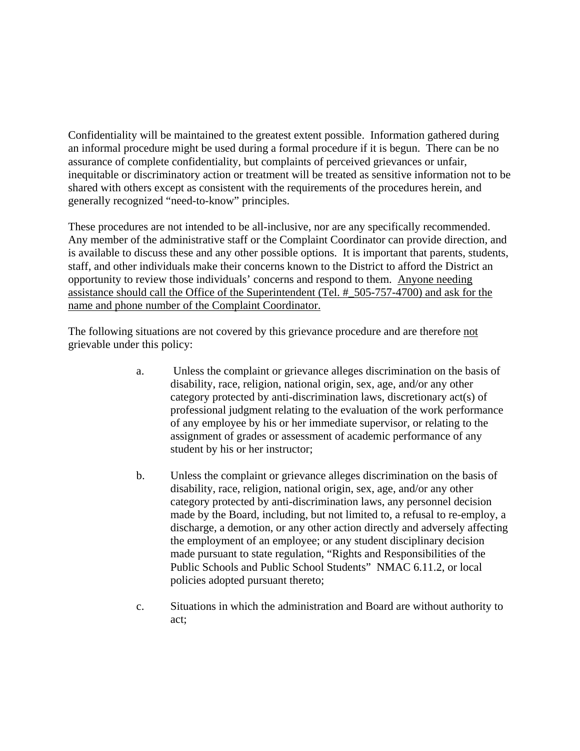Confidentiality will be maintained to the greatest extent possible. Information gathered during an informal procedure might be used during a formal procedure if it is begun. There can be no assurance of complete confidentiality, but complaints of perceived grievances or unfair, inequitable or discriminatory action or treatment will be treated as sensitive information not to be shared with others except as consistent with the requirements of the procedures herein, and generally recognized "need-to-know" principles.

These procedures are not intended to be all-inclusive, nor are any specifically recommended. Any member of the administrative staff or the Complaint Coordinator can provide direction, and is available to discuss these and any other possible options. It is important that parents, students, staff, and other individuals make their concerns known to the District to afford the District an opportunity to review those individuals' concerns and respond to them. <u>Anyone needing assistance should call the Office of the Superintendent (Tel. #_505-757-4700) and ask for the name and phone number of the Complaint Coordinator.</u>

The following situations are not covered by this grievance procedure and are therefore <u>not</u> grievable under this policy:

a. Unless the complaint or grievance alleges discrimination on the basis of disability, race, religion, national origin, sex, age, and/or any other category protected by anti-discrimination laws, discretionary act(s) of professional judgment relating to the evaluation of the work performance of any employee by his or her immediate supervisor, or relating to the assignment of grades or assessment of academic performance of any student by his or her instructor;

b. Unless the complaint or grievance alleges discrimination on the basis of disability, race, religion, national origin, sex, age, and/or any other category protected by anti-discrimination laws, any personnel decision made by the Board, including, but not limited to, a refusal to re-employ, a discharge, a demotion, or any other action directly and adversely affecting the employment of an employee; or any student disciplinary decision made pursuant to state regulation, "Rights and Responsibilities of the Public Schools and Public School Students" NMAC 6.11.2, or local policies adopted pursuant thereto;

c. Situations in which the administration and Board are without authority to act;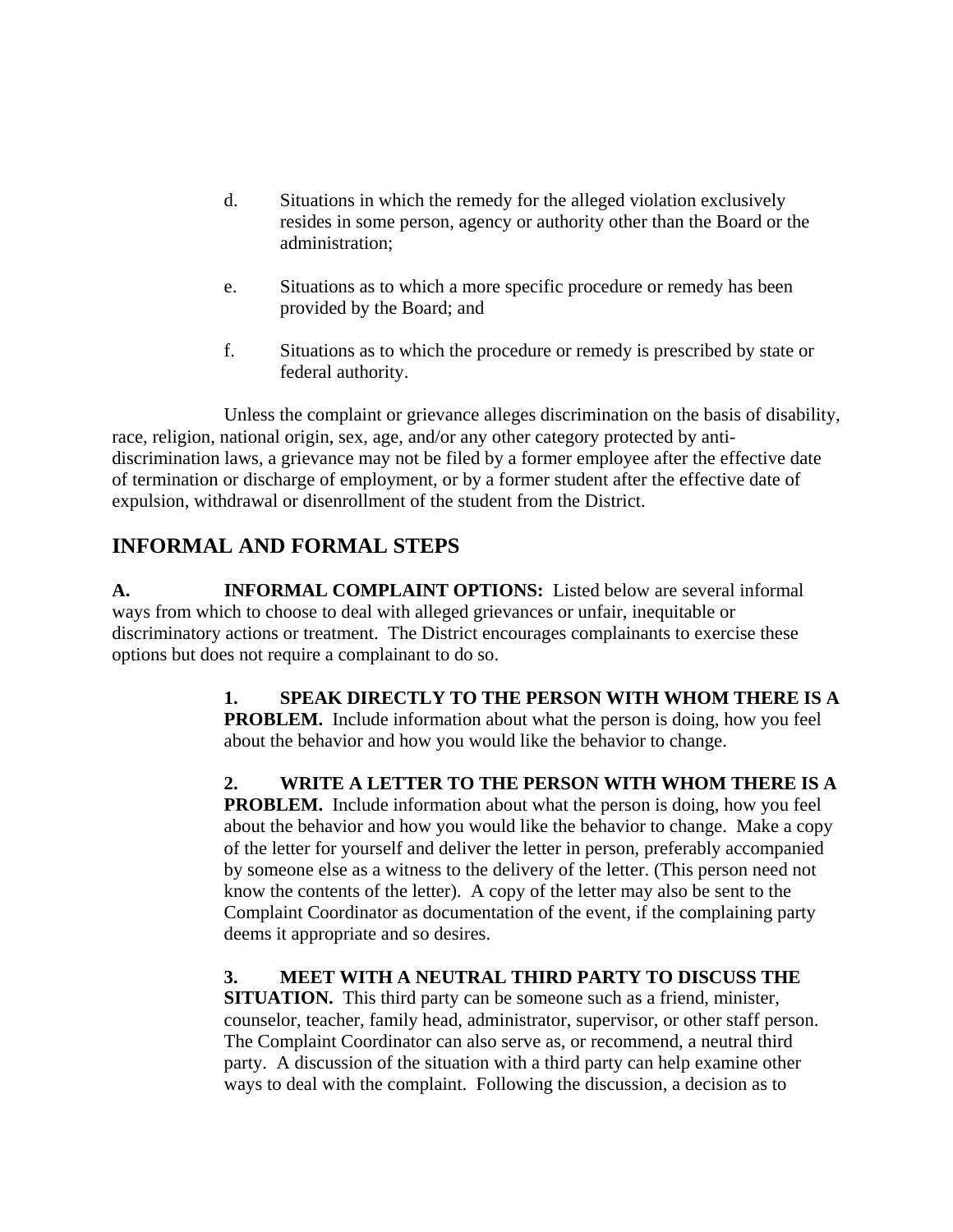d. Situations in which the remedy for the alleged violation exclusively resides in some person, agency or authority other than the Board or the administration;

e. Situations as to which a more specific procedure or remedy has been provided by the Board; and

f. Situations as to which the procedure or remedy is prescribed by state or federal authority.

Unless the complaint or grievance alleges discrimination on the basis of disability, race, religion, national origin, sex, age, and/or any other category protected by anti-discrimination laws, a grievance may not be filed by a former employee after the effective date of termination or discharge of employment, or by a former student after the effective date of expulsion, withdrawal or disenrollment of the student from the District.

## INFORMAL AND FORMAL STEPS

**A. INFORMAL COMPLAINT OPTIONS:** Listed below are several informal ways from which to choose to deal with alleged grievances or unfair, inequitable or discriminatory actions or treatment. The District encourages complainants to exercise these options but does not require a complainant to do so.

**1. SPEAK DIRECTLY TO THE PERSON WITH WHOM THERE IS A PROBLEM.** Include information about what the person is doing, how you feel about the behavior and how you would like the behavior to change.

**2. WRITE A LETTER TO THE PERSON WITH WHOM THERE IS A PROBLEM.** Include information about what the person is doing, how you feel about the behavior and how you would like the behavior to change. Make a copy of the letter for yourself and deliver the letter in person, preferably accompanied by someone else as a witness to the delivery of the letter. (This person need not know the contents of the letter). A copy of the letter may also be sent to the Complaint Coordinator as documentation of the event, if the complaining party deems it appropriate and so desires.

**3. MEET WITH A NEUTRAL THIRD PARTY TO DISCUSS THE SITUATION.** This third party can be someone such as a friend, minister, counselor, teacher, family head, administrator, supervisor, or other staff person. The Complaint Coordinator can also serve as, or recommend, a neutral third party. A discussion of the situation with a third party can help examine other ways to deal with the complaint. Following the discussion, a decision as to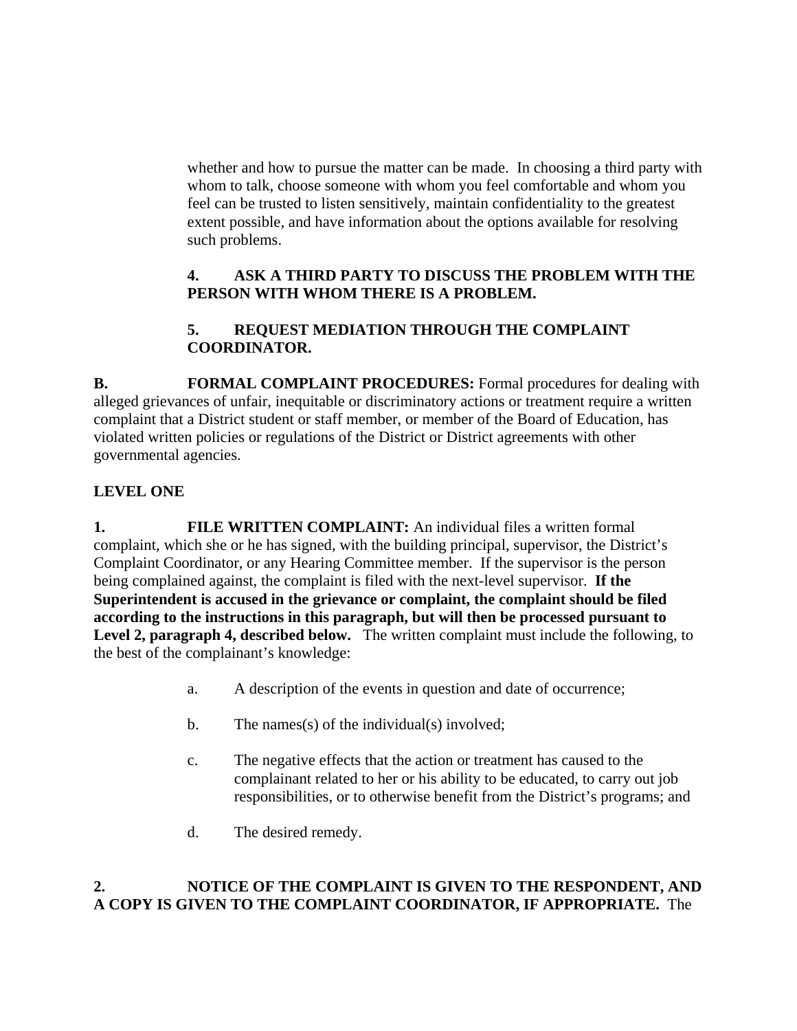whether and how to pursue the matter can be made. In choosing a third party with whom to talk, choose someone with whom you feel comfortable and whom you feel can be trusted to listen sensitively, maintain confidentiality to the greatest extent possible, and have information about the options available for resolving such problems.

**4. ASK A THIRD PARTY TO DISCUSS THE PROBLEM WITH THE PERSON WITH WHOM THERE IS A PROBLEM.**

**5. REQUEST MEDIATION THROUGH THE COMPLAINT COORDINATOR.**

**B. FORMAL COMPLAINT PROCEDURES:** Formal procedures for dealing with alleged grievances of unfair, inequitable or discriminatory actions or treatment require a written complaint that a District student or staff member, or member of the Board of Education, has violated written policies or regulations of the District or District agreements with other governmental agencies.

**LEVEL ONE**

**1. FILE WRITTEN COMPLAINT:** An individual files a written formal complaint, which she or he has signed, with the building principal, supervisor, the District's Complaint Coordinator, or any Hearing Committee member. If the supervisor is the person being complained against, the complaint is filed with the next-level supervisor. **If the Superintendent is accused in the grievance or complaint, the complaint should be filed according to the instructions in this paragraph, but will then be processed pursuant to Level 2, paragraph 4, described below.** The written complaint must include the following, to the best of the complainant's knowledge:

a. A description of the events in question and date of occurrence;

b. The names(s) of the individual(s) involved;

c. The negative effects that the action or treatment has caused to the complainant related to her or his ability to be educated, to carry out job responsibilities, or to otherwise benefit from the District's programs; and

d. The desired remedy.

**2. NOTICE OF THE COMPLAINT IS GIVEN TO THE RESPONDENT, AND A COPY IS GIVEN TO THE COMPLAINT COORDINATOR, IF APPROPRIATE.** The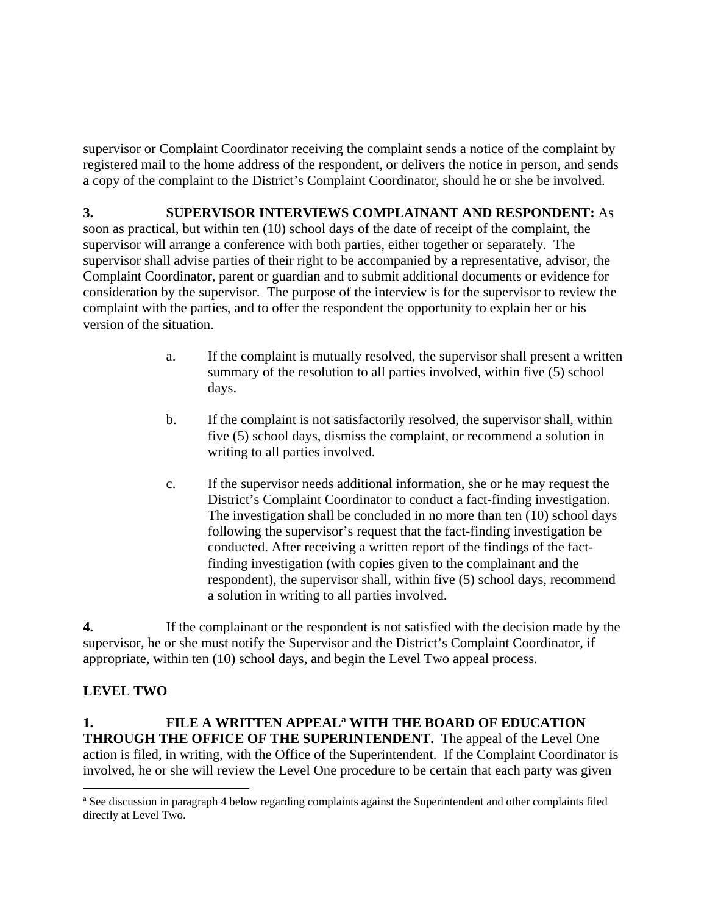supervisor or Complaint Coordinator receiving the complaint sends a notice of the complaint by registered mail to the home address of the respondent, or delivers the notice in person, and sends a copy of the complaint to the District's Complaint Coordinator, should he or she be involved.

**3. SUPERVISOR INTERVIEWS COMPLAINANT AND RESPONDENT:** As soon as practical, but within ten (10) school days of the date of receipt of the complaint, the supervisor will arrange a conference with both parties, either together or separately. The supervisor shall advise parties of their right to be accompanied by a representative, advisor, the Complaint Coordinator, parent or guardian and to submit additional documents or evidence for consideration by the supervisor. The purpose of the interview is for the supervisor to review the complaint with the parties, and to offer the respondent the opportunity to explain her or his version of the situation.

a. If the complaint is mutually resolved, the supervisor shall present a written summary of the resolution to all parties involved, within five (5) school days.

b. If the complaint is not satisfactorily resolved, the supervisor shall, within five (5) school days, dismiss the complaint, or recommend a solution in writing to all parties involved.

c. If the supervisor needs additional information, she or he may request the District's Complaint Coordinator to conduct a fact-finding investigation. The investigation shall be concluded in no more than ten (10) school days following the supervisor's request that the fact-finding investigation be conducted. After receiving a written report of the findings of the fact-finding investigation (with copies given to the complainant and the respondent), the supervisor shall, within five (5) school days, recommend a solution in writing to all parties involved.

**4.** If the complainant or the respondent is not satisfied with the decision made by the supervisor, he or she must notify the Supervisor and the District's Complaint Coordinator, if appropriate, within ten (10) school days, and begin the Level Two appeal process.

**LEVEL TWO**

**1. FILE A WRITTEN APPEAL[a] WITH THE BOARD OF EDUCATION THROUGH THE OFFICE OF THE SUPERINTENDENT.** The appeal of the Level One action is filed, in writing, with the Office of the Superintendent. If the Complaint Coordinator is involved, he or she will review the Level One procedure to be certain that each party was given

[a] See discussion in paragraph 4 below regarding complaints against the Superintendent and other complaints filed directly at Level Two.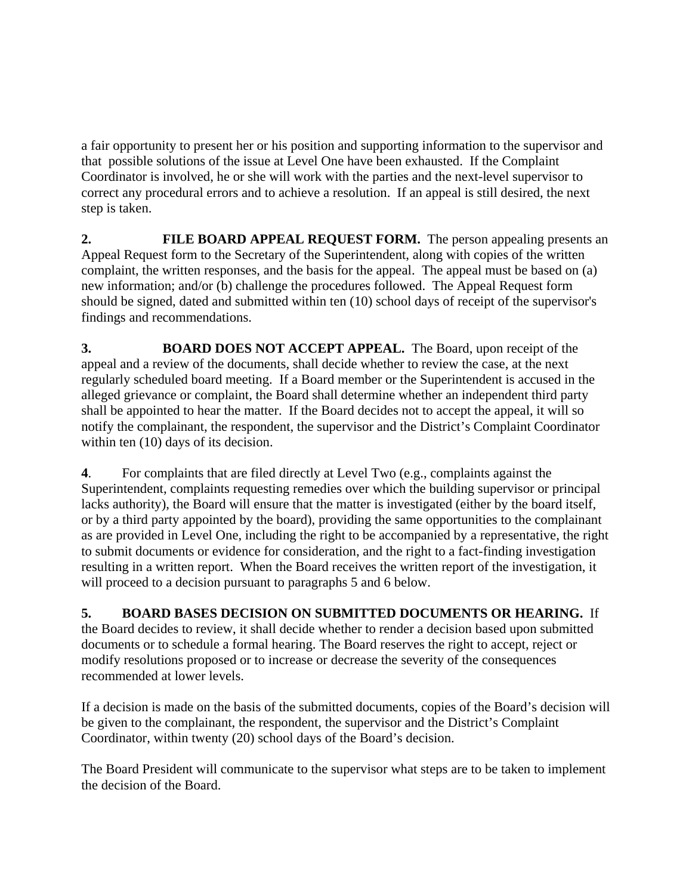a fair opportunity to present her or his position and supporting information to the supervisor and that possible solutions of the issue at Level One have been exhausted. If the Complaint Coordinator is involved, he or she will work with the parties and the next-level supervisor to correct any procedural errors and to achieve a resolution. If an appeal is still desired, the next step is taken.

**2. FILE BOARD APPEAL REQUEST FORM.** The person appealing presents an Appeal Request form to the Secretary of the Superintendent, along with copies of the written complaint, the written responses, and the basis for the appeal. The appeal must be based on (a) new information; and/or (b) challenge the procedures followed. The Appeal Request form should be signed, dated and submitted within ten (10) school days of receipt of the supervisor's findings and recommendations.

**3. BOARD DOES NOT ACCEPT APPEAL.** The Board, upon receipt of the appeal and a review of the documents, shall decide whether to review the case, at the next regularly scheduled board meeting. If a Board member or the Superintendent is accused in the alleged grievance or complaint, the Board shall determine whether an independent third party shall be appointed to hear the matter. If the Board decides not to accept the appeal, it will so notify the complainant, the respondent, the supervisor and the District's Complaint Coordinator within ten (10) days of its decision.

**4**. For complaints that are filed directly at Level Two (e.g., complaints against the Superintendent, complaints requesting remedies over which the building supervisor or principal lacks authority), the Board will ensure that the matter is investigated (either by the board itself, or by a third party appointed by the board), providing the same opportunities to the complainant as are provided in Level One, including the right to be accompanied by a representative, the right to submit documents or evidence for consideration, and the right to a fact-finding investigation resulting in a written report. When the Board receives the written report of the investigation, it will proceed to a decision pursuant to paragraphs 5 and 6 below.

**5. BOARD BASES DECISION ON SUBMITTED DOCUMENTS OR HEARING.** If the Board decides to review, it shall decide whether to render a decision based upon submitted documents or to schedule a formal hearing. The Board reserves the right to accept, reject or modify resolutions proposed or to increase or decrease the severity of the consequences recommended at lower levels.

If a decision is made on the basis of the submitted documents, copies of the Board's decision will be given to the complainant, the respondent, the supervisor and the District's Complaint Coordinator, within twenty (20) school days of the Board's decision.

The Board President will communicate to the supervisor what steps are to be taken to implement the decision of the Board.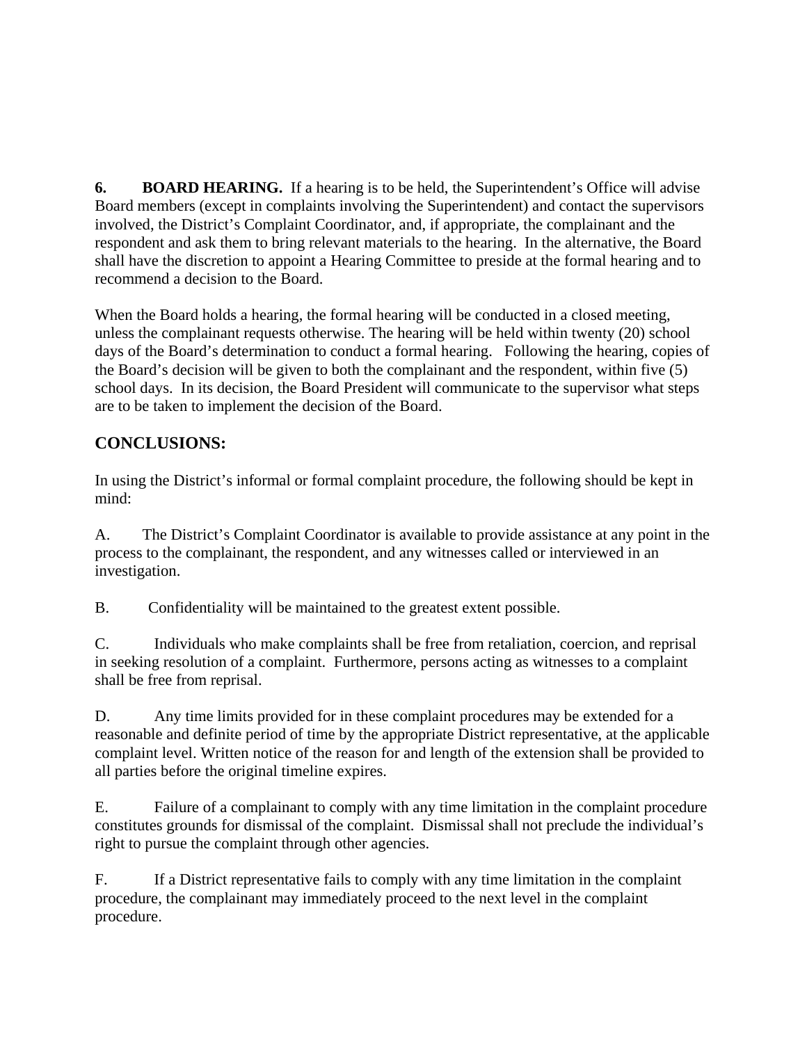**6. BOARD HEARING.** If a hearing is to be held, the Superintendent's Office will advise Board members (except in complaints involving the Superintendent) and contact the supervisors involved, the District's Complaint Coordinator, and, if appropriate, the complainant and the respondent and ask them to bring relevant materials to the hearing. In the alternative, the Board shall have the discretion to appoint a Hearing Committee to preside at the formal hearing and to recommend a decision to the Board.

When the Board holds a hearing, the formal hearing will be conducted in a closed meeting, unless the complainant requests otherwise. The hearing will be held within twenty (20) school days of the Board's determination to conduct a formal hearing. Following the hearing, copies of the Board's decision will be given to both the complainant and the respondent, within five (5) school days. In its decision, the Board President will communicate to the supervisor what steps are to be taken to implement the decision of the Board.

## CONCLUSIONS:

In using the District's informal or formal complaint procedure, the following should be kept in mind:

A. The District's Complaint Coordinator is available to provide assistance at any point in the process to the complainant, the respondent, and any witnesses called or interviewed in an investigation.

B. Confidentiality will be maintained to the greatest extent possible.

C. Individuals who make complaints shall be free from retaliation, coercion, and reprisal in seeking resolution of a complaint. Furthermore, persons acting as witnesses to a complaint shall be free from reprisal.

D. Any time limits provided for in these complaint procedures may be extended for a reasonable and definite period of time by the appropriate District representative, at the applicable complaint level. Written notice of the reason for and length of the extension shall be provided to all parties before the original timeline expires.

E. Failure of a complainant to comply with any time limitation in the complaint procedure constitutes grounds for dismissal of the complaint. Dismissal shall not preclude the individual's right to pursue the complaint through other agencies.

F. If a District representative fails to comply with any time limitation in the complaint procedure, the complainant may immediately proceed to the next level in the complaint procedure.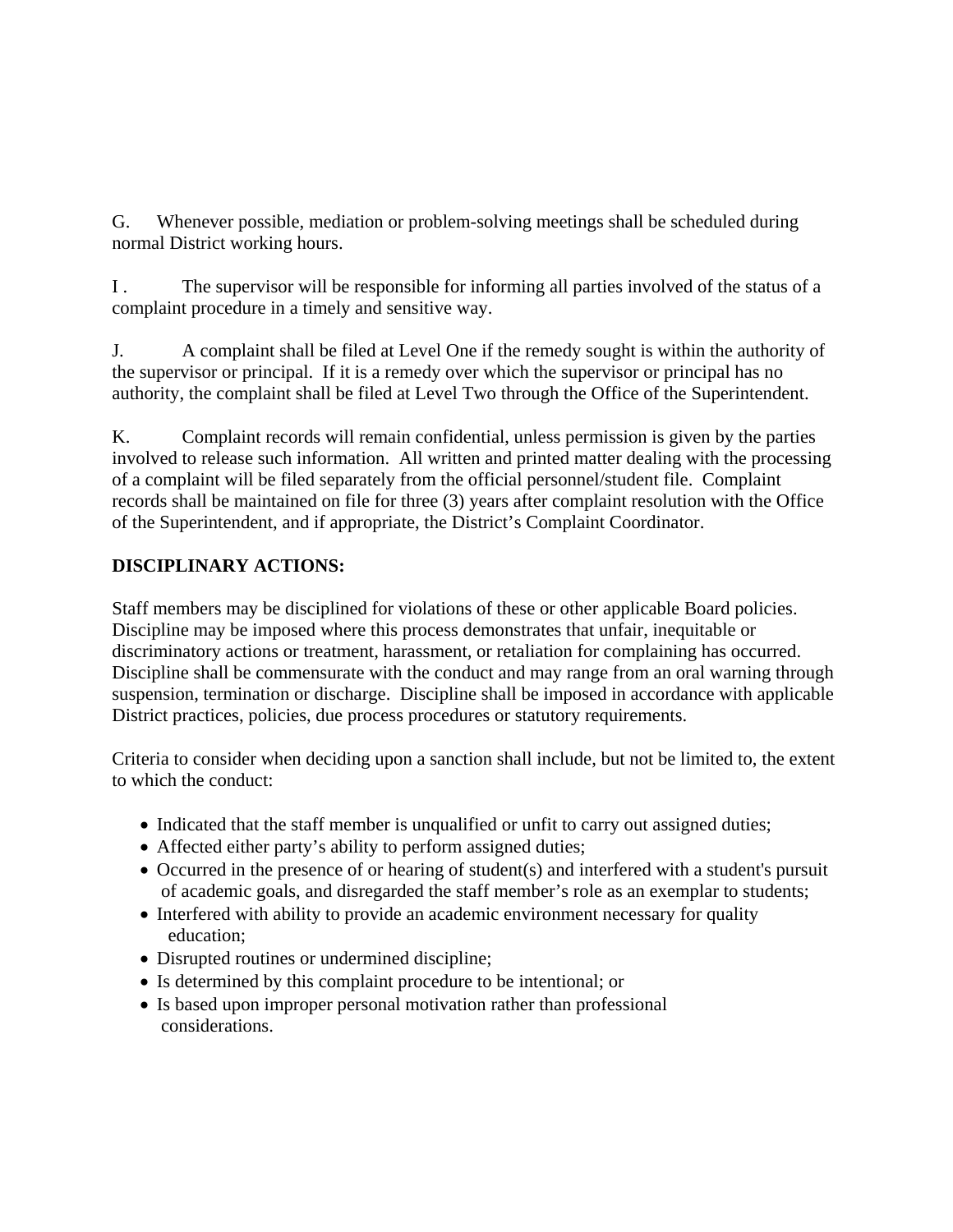G. Whenever possible, mediation or problem-solving meetings shall be scheduled during normal District working hours.

I . The supervisor will be responsible for informing all parties involved of the status of a complaint procedure in a timely and sensitive way.

J. A complaint shall be filed at Level One if the remedy sought is within the authority of the supervisor or principal. If it is a remedy over which the supervisor or principal has no authority, the complaint shall be filed at Level Two through the Office of the Superintendent.

K. Complaint records will remain confidential, unless permission is given by the parties involved to release such information. All written and printed matter dealing with the processing of a complaint will be filed separately from the official personnel/student file. Complaint records shall be maintained on file for three (3) years after complaint resolution with the Office of the Superintendent, and if appropriate, the District's Complaint Coordinator.

**DISCIPLINARY ACTIONS:**

Staff members may be disciplined for violations of these or other applicable Board policies. Discipline may be imposed where this process demonstrates that unfair, inequitable or discriminatory actions or treatment, harassment, or retaliation for complaining has occurred. Discipline shall be commensurate with the conduct and may range from an oral warning through suspension, termination or discharge. Discipline shall be imposed in accordance with applicable District practices, policies, due process procedures or statutory requirements.

Criteria to consider when deciding upon a sanction shall include, but not be limited to, the extent to which the conduct:

- Indicated that the staff member is unqualified or unfit to carry out assigned duties;
- Affected either party's ability to perform assigned duties;
- Occurred in the presence of or hearing of student(s) and interfered with a student's pursuit of academic goals, and disregarded the staff member's role as an exemplar to students;
- Interfered with ability to provide an academic environment necessary for quality education;
- Disrupted routines or undermined discipline;
- Is determined by this complaint procedure to be intentional; or
- Is based upon improper personal motivation rather than professional considerations.